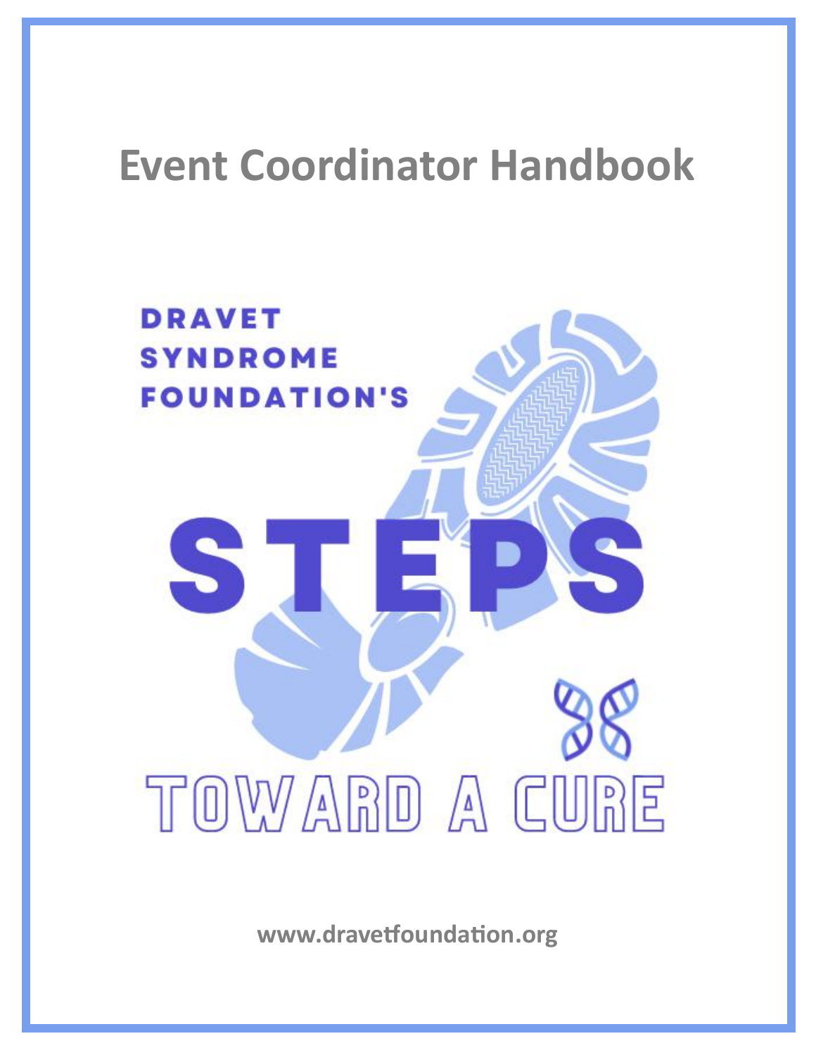# Event Coordinator Handbook

DRAVET SYNDROME FOUNDATION'S

STEPS

TOWARD A CURE

www.dravetfoundation.org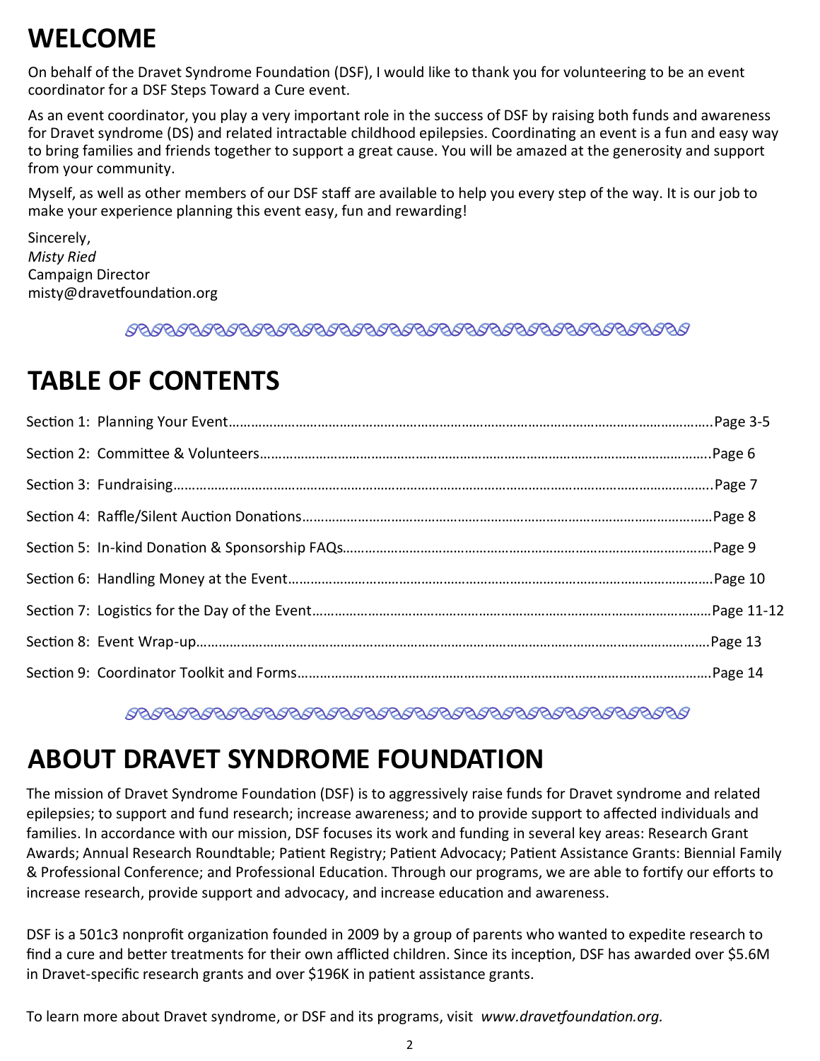# WELCOME

On behalf of the Dravet Syndrome Foundation (DSF), I would like to thank you for volunteering to be an event coordinator for a DSF Steps Toward a Cure event.

As an event coordinator, you play a very important role in the success of DSF by raising both funds and awareness for Dravet syndrome (DS) and related intractable childhood epilepsies. Coordinating an event is a fun and easy way to bring families and friends together to support a great cause. You will be amazed at the generosity and support from your community.

Myself, as well as other members of our DSF staff are available to help you every step of the way. It is our job to make your experience planning this event easy, fun and rewarding!

Sincerely,
*Misty Ried*
Campaign Director
misty@dravetfoundation.org

# TABLE OF CONTENTS

Section 1: Planning Your Event……………………………………………………………………………………………………Page 3-5

Section 2: Committee & Volunteers………………………………………………………………………………………………Page 6

Section 3: Fundraising………………………………………………………………………………………………………………Page 7

Section 4: Raffle/Silent Auction Donations……………………………………………………………………………………Page 8

Section 5: In-kind Donation & Sponsorship FAQs……………………………………………………………………………Page 9

Section 6: Handling Money at the Event………………………………………………………………………………………Page 10

Section 7: Logistics for the Day of the Event…………………………………………………………………………………Page 11-12

Section 8: Event Wrap-up……………………………………………………………………………………………………………Page 13

Section 9: Coordinator Toolkit and Forms……………………………………………………………………………………Page 14

# ABOUT DRAVET SYNDROME FOUNDATION

The mission of Dravet Syndrome Foundation (DSF) is to aggressively raise funds for Dravet syndrome and related epilepsies; to support and fund research; increase awareness; and to provide support to affected individuals and families. In accordance with our mission, DSF focuses its work and funding in several key areas: Research Grant Awards; Annual Research Roundtable; Patient Registry; Patient Advocacy; Patient Assistance Grants: Biennial Family & Professional Conference; and Professional Education. Through our programs, we are able to fortify our efforts to increase research, provide support and advocacy, and increase education and awareness.

DSF is a 501c3 nonprofit organization founded in 2009 by a group of parents who wanted to expedite research to find a cure and better treatments for their own afflicted children. Since its inception, DSF has awarded over $5.6M in Dravet-specific research grants and over $196K in patient assistance grants.

To learn more about Dravet syndrome, or DSF and its programs, visit *www.dravetfoundation.org.*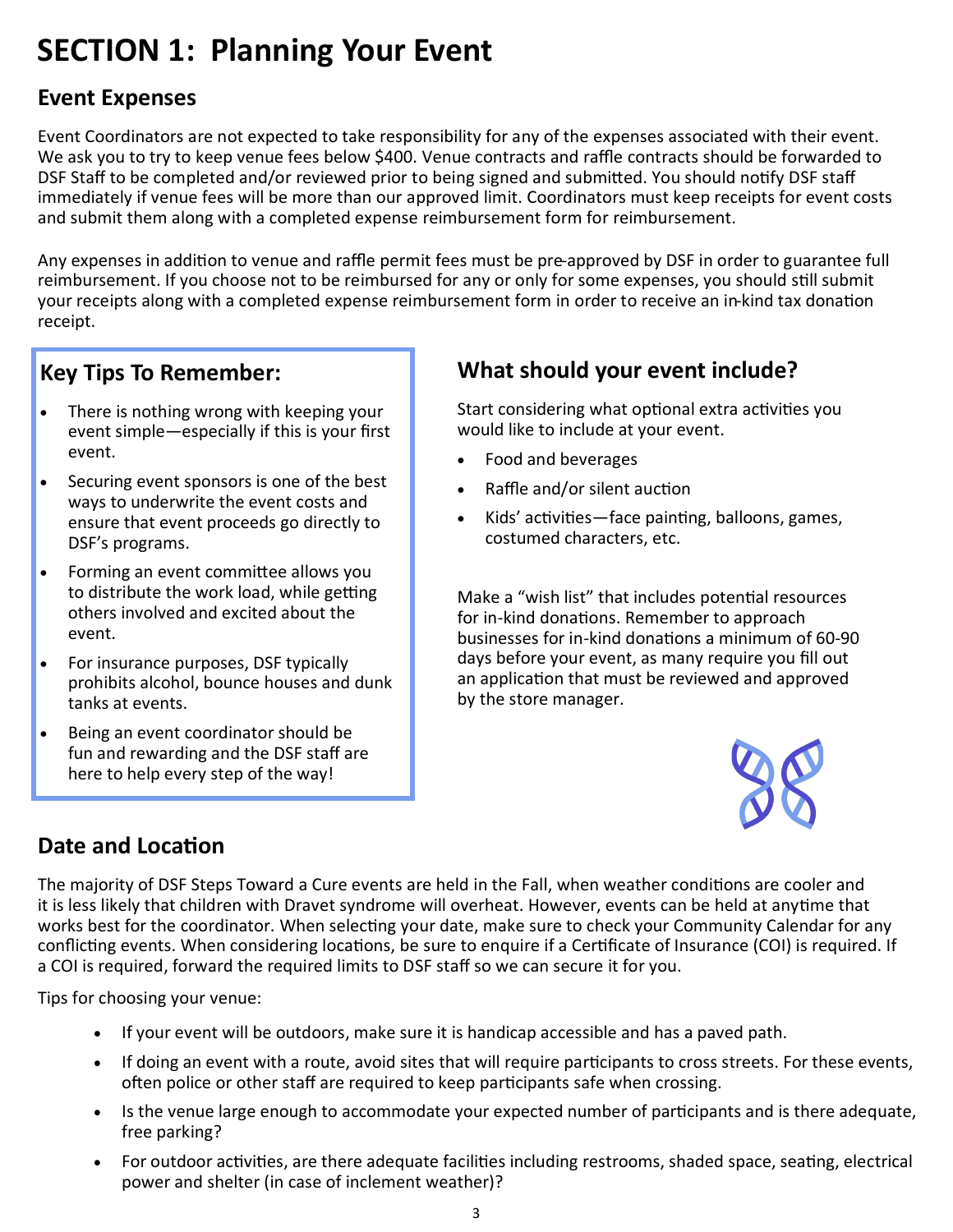# SECTION 1: Planning Your Event

## Event Expenses

Event Coordinators are not expected to take responsibility for any of the expenses associated with their event. We ask you to try to keep venue fees below $400. Venue contracts and raffle contracts should be forwarded to DSF Staff to be completed and/or reviewed prior to being signed and submitted. You should notify DSF staff immediately if venue fees will be more than our approved limit. Coordinators must keep receipts for event costs and submit them along with a completed expense reimbursement form for reimbursement.

Any expenses in addition to venue and raffle permit fees must be pre-approved by DSF in order to guarantee full reimbursement. If you choose not to be reimbursed for any or only for some expenses, you should still submit your receipts along with a completed expense reimbursement form in order to receive an in-kind tax donation receipt.

### Key Tips To Remember:

- There is nothing wrong with keeping your event simple—especially if this is your first event.
- Securing event sponsors is one of the best ways to underwrite the event costs and ensure that event proceeds go directly to DSF's programs.
- Forming an event committee allows you to distribute the work load, while getting others involved and excited about the event.
- For insurance purposes, DSF typically prohibits alcohol, bounce houses and dunk tanks at events.
- Being an event coordinator should be fun and rewarding and the DSF staff are here to help every step of the way!

### What should your event include?

Start considering what optional extra activities you would like to include at your event.

- Food and beverages
- Raffle and/or silent auction
- Kids' activities—face painting, balloons, games, costumed characters, etc.

Make a "wish list" that includes potential resources for in-kind donations. Remember to approach businesses for in-kind donations a minimum of 60-90 days before your event, as many require you fill out an application that must be reviewed and approved by the store manager.

## Date and Location

The majority of DSF Steps Toward a Cure events are held in the Fall, when weather conditions are cooler and it is less likely that children with Dravet syndrome will overheat. However, events can be held at anytime that works best for the coordinator. When selecting your date, make sure to check your Community Calendar for any conflicting events. When considering locations, be sure to enquire if a Certificate of Insurance (COI) is required. If a COI is required, forward the required limits to DSF staff so we can secure it for you.

Tips for choosing your venue:

- If your event will be outdoors, make sure it is handicap accessible and has a paved path.
- If doing an event with a route, avoid sites that will require participants to cross streets. For these events, often police or other staff are required to keep participants safe when crossing.
- Is the venue large enough to accommodate your expected number of participants and is there adequate, free parking?
- For outdoor activities, are there adequate facilities including restrooms, shaded space, seating, electrical power and shelter (in case of inclement weather)?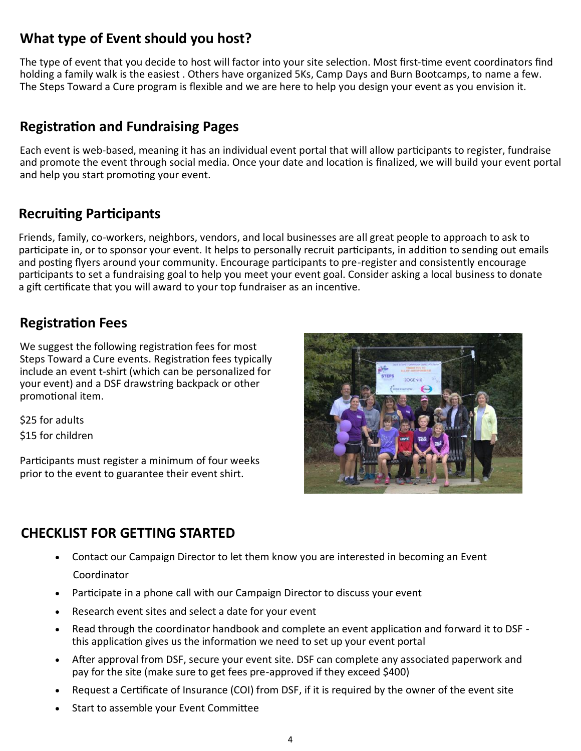## What type of Event should you host?

The type of event that you decide to host will factor into your site selection. Most first-time event coordinators find holding a family walk is the easiest . Others have organized 5Ks, Camp Days and Burn Bootcamps, to name a few. The Steps Toward a Cure program is flexible and we are here to help you design your event as you envision it.

## Registration and Fundraising Pages

Each event is web-based, meaning it has an individual event portal that will allow participants to register, fundraise and promote the event through social media. Once your date and location is finalized, we will build your event portal and help you start promoting your event.

## Recruiting Participants

Friends, family, co-workers, neighbors, vendors, and local businesses are all great people to approach to ask to participate in, or to sponsor your event. It helps to personally recruit participants, in addition to sending out emails and posting flyers around your community. Encourage participants to pre-register and consistently encourage participants to set a fundraising goal to help you meet your event goal. Consider asking a local business to donate a gift certificate that you will award to your top fundraiser as an incentive.

## Registration Fees

We suggest the following registration fees for most Steps Toward a Cure events. Registration fees typically include an event t-shirt (which can be personalized for your event) and a DSF drawstring backpack or other promotional item.

$25 for adults

$15 for children

Participants must register a minimum of four weeks prior to the event to guarantee their event shirt.

## CHECKLIST FOR GETTING STARTED

- Contact our Campaign Director to let them know you are interested in becoming an Event Coordinator
- Participate in a phone call with our Campaign Director to discuss your event
- Research event sites and select a date for your event
- Read through the coordinator handbook and complete an event application and forward it to DSF - this application gives us the information we need to set up your event portal
- After approval from DSF, secure your event site. DSF can complete any associated paperwork and pay for the site (make sure to get fees pre-approved if they exceed $400)
- Request a Certificate of Insurance (COI) from DSF, if it is required by the owner of the event site
- Start to assemble your Event Committee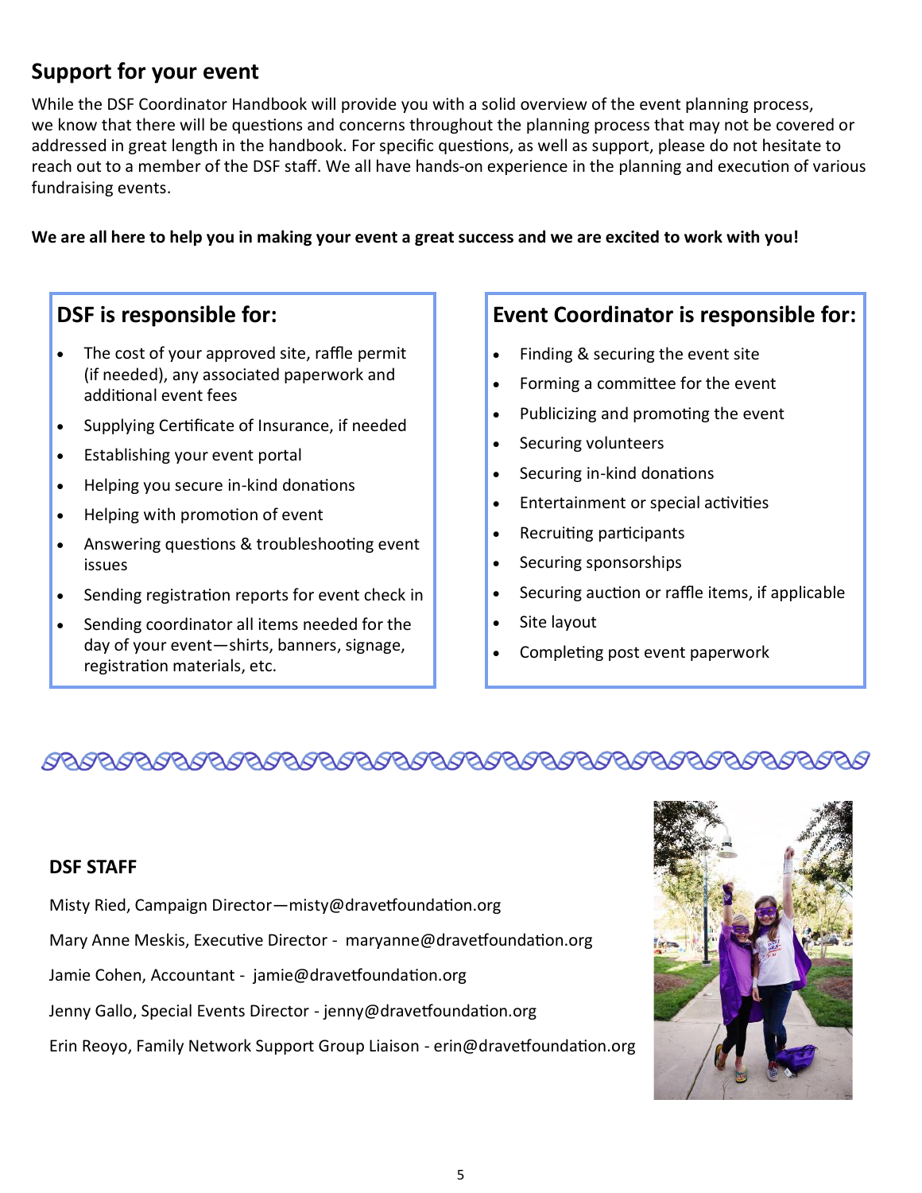## Support for your event

While the DSF Coordinator Handbook will provide you with a solid overview of the event planning process, we know that there will be questions and concerns throughout the planning process that may not be covered or addressed in great length in the handbook. For specific questions, as well as support, please do not hesitate to reach out to a member of the DSF staff. We all have hands-on experience in the planning and execution of various fundraising events.

**We are all here to help you in making your event a great success and we are excited to work with you!**

### DSF is responsible for:

- The cost of your approved site, raffle permit (if needed), any associated paperwork and additional event fees
- Supplying Certificate of Insurance, if needed
- Establishing your event portal
- Helping you secure in-kind donations
- Helping with promotion of event
- Answering questions & troubleshooting event issues
- Sending registration reports for event check in
- Sending coordinator all items needed for the day of your event—shirts, banners, signage, registration materials, etc.

### Event Coordinator is responsible for:

- Finding & securing the event site
- Forming a committee for the event
- Publicizing and promoting the event
- Securing volunteers
- Securing in-kind donations
- Entertainment or special activities
- Recruiting participants
- Securing sponsorships
- Securing auction or raffle items, if applicable
- Site layout
- Completing post event paperwork

### DSF STAFF

Misty Ried, Campaign Director—misty@dravetfoundation.org

Mary Anne Meskis, Executive Director - maryanne@dravetfoundation.org

Jamie Cohen, Accountant - jamie@dravetfoundation.org

Jenny Gallo, Special Events Director - jenny@dravetfoundation.org

Erin Reoyo, Family Network Support Group Liaison - erin@dravetfoundation.org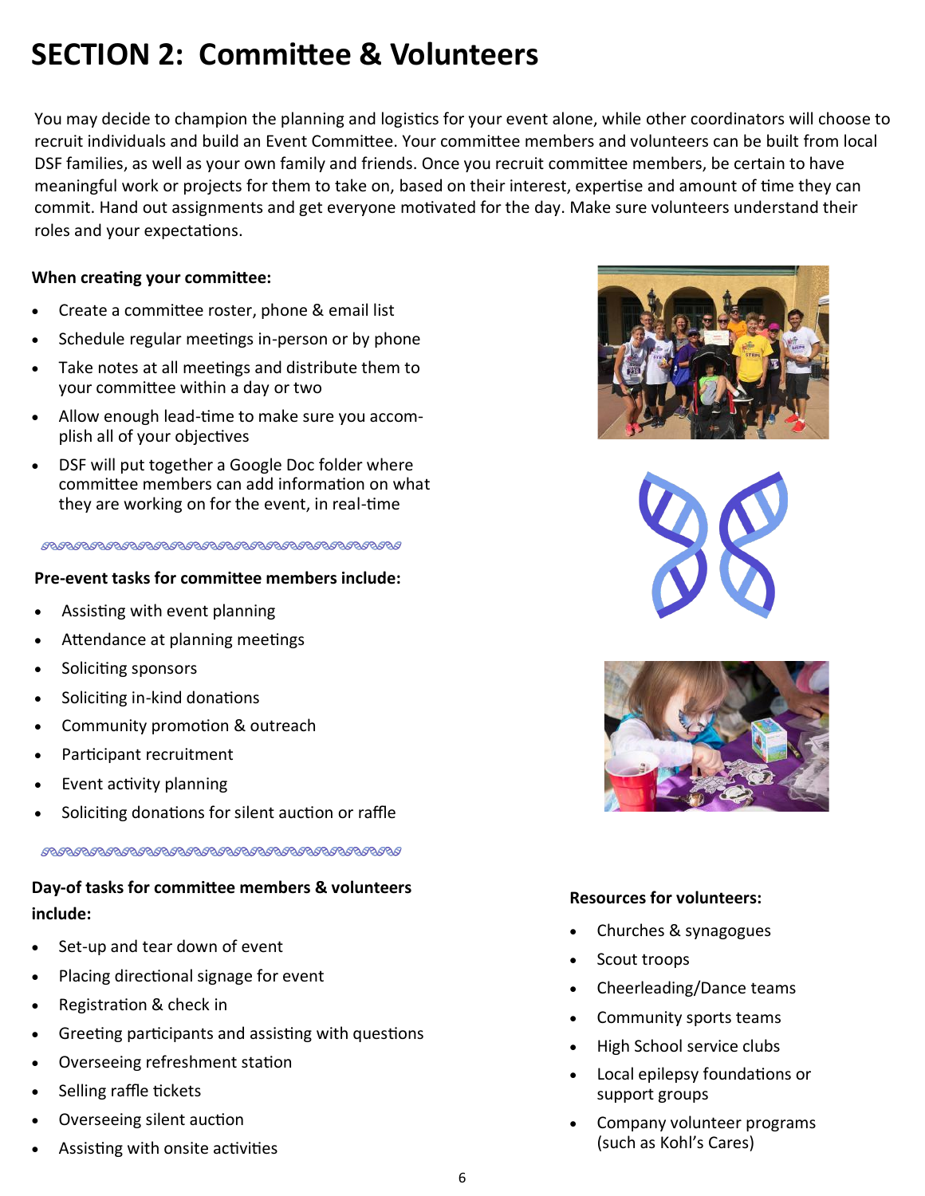# SECTION 2: Committee & Volunteers

You may decide to champion the planning and logistics for your event alone, while other coordinators will choose to recruit individuals and build an Event Committee. Your committee members and volunteers can be built from local DSF families, as well as your own family and friends. Once you recruit committee members, be certain to have meaningful work or projects for them to take on, based on their interest, expertise and amount of time they can commit. Hand out assignments and get everyone motivated for the day. Make sure volunteers understand their roles and your expectations.

**When creating your committee:**

- Create a committee roster, phone & email list
- Schedule regular meetings in-person or by phone
- Take notes at all meetings and distribute them to your committee within a day or two
- Allow enough lead-time to make sure you accomplish all of your objectives
- DSF will put together a Google Doc folder where committee members can add information on what they are working on for the event, in real-time

**Pre-event tasks for committee members include:**

- Assisting with event planning
- Attendance at planning meetings
- Soliciting sponsors
- Soliciting in-kind donations
- Community promotion & outreach
- Participant recruitment
- Event activity planning
- Soliciting donations for silent auction or raffle

**Day-of tasks for committee members & volunteers include:**

- Set-up and tear down of event
- Placing directional signage for event
- Registration & check in
- Greeting participants and assisting with questions
- Overseeing refreshment station
- Selling raffle tickets
- Overseeing silent auction
- Assisting with onsite activities

**Resources for volunteers:**

- Churches & synagogues
- Scout troops
- Cheerleading/Dance teams
- Community sports teams
- High School service clubs
- Local epilepsy foundations or support groups
- Company volunteer programs (such as Kohl's Cares)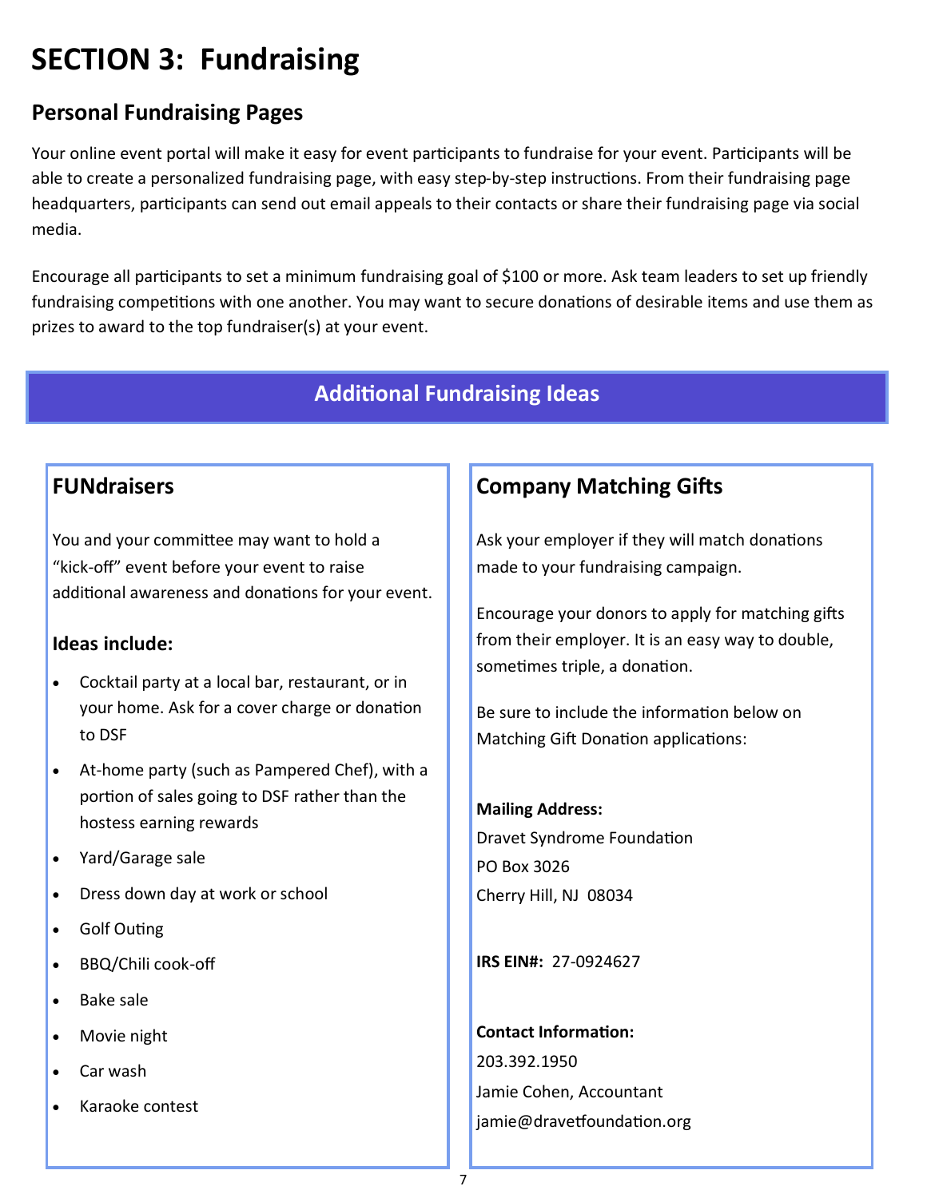# SECTION 3: Fundraising

## Personal Fundraising Pages

Your online event portal will make it easy for event participants to fundraise for your event. Participants will be able to create a personalized fundraising page, with easy step-by-step instructions. From their fundraising page headquarters, participants can send out email appeals to their contacts or share their fundraising page via social media.

Encourage all participants to set a minimum fundraising goal of $100 or more. Ask team leaders to set up friendly fundraising competitions with one another. You may want to secure donations of desirable items and use them as prizes to award to the top fundraiser(s) at your event.

## Additional Fundraising Ideas

### FUNdraisers

You and your committee may want to hold a "kick-off" event before your event to raise additional awareness and donations for your event.

**Ideas include:**

- Cocktail party at a local bar, restaurant, or in your home. Ask for a cover charge or donation to DSF
- At-home party (such as Pampered Chef), with a portion of sales going to DSF rather than the hostess earning rewards
- Yard/Garage sale
- Dress down day at work or school
- Golf Outing
- BBQ/Chili cook-off
- Bake sale
- Movie night
- Car wash
- Karaoke contest

### Company Matching Gifts

Ask your employer if they will match donations made to your fundraising campaign.

Encourage your donors to apply for matching gifts from their employer. It is an easy way to double, sometimes triple, a donation.

Be sure to include the information below on Matching Gift Donation applications:

**Mailing Address:**
Dravet Syndrome Foundation
PO Box 3026
Cherry Hill, NJ 08034

**IRS EIN#:** 27-0924627

**Contact Information:**
203.392.1950
Jamie Cohen, Accountant
jamie@dravetfoundation.org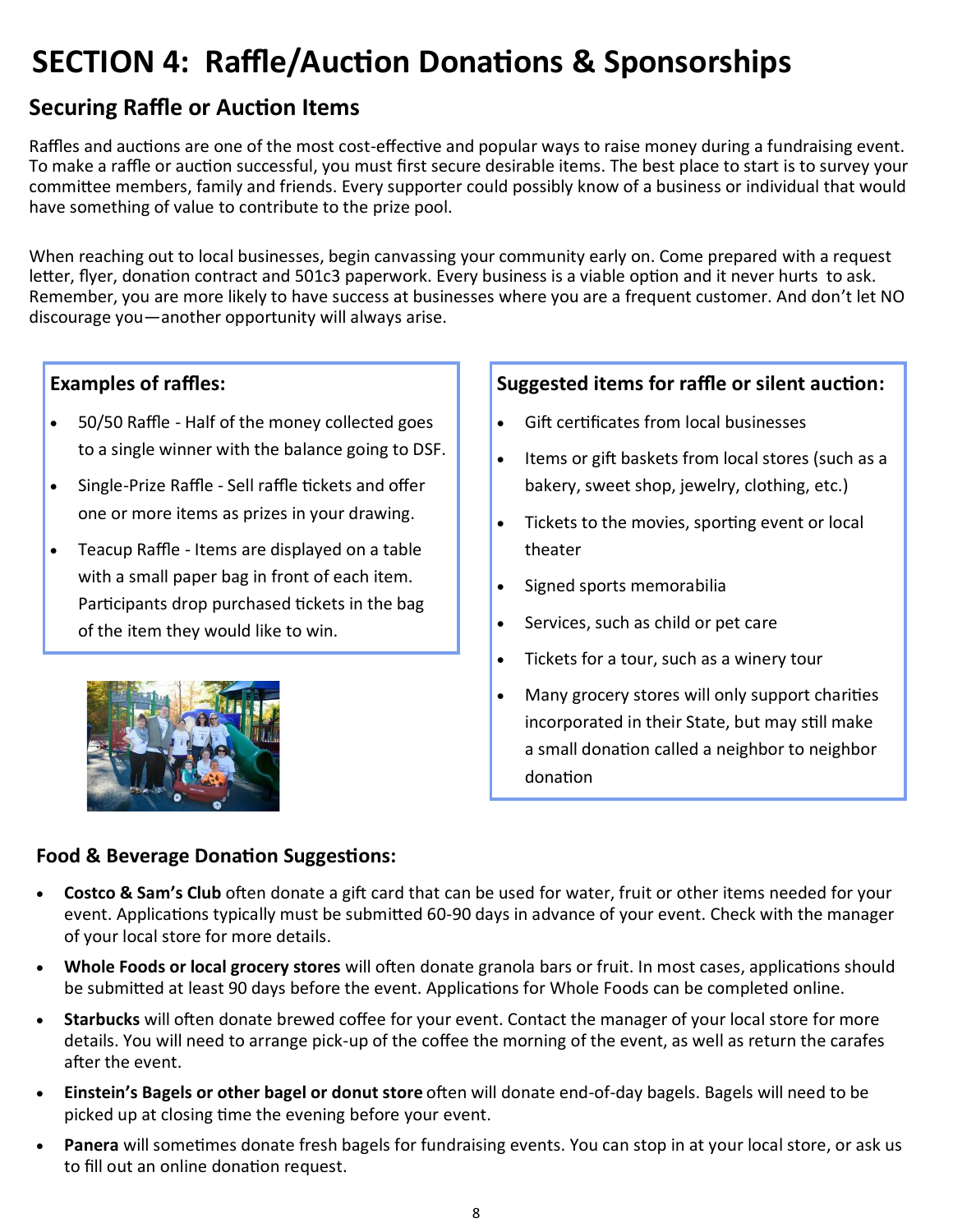# SECTION 4: Raffle/Auction Donations & Sponsorships

## Securing Raffle or Auction Items

Raffles and auctions are one of the most cost-effective and popular ways to raise money during a fundraising event. To make a raffle or auction successful, you must first secure desirable items. The best place to start is to survey your committee members, family and friends. Every supporter could possibly know of a business or individual that would have something of value to contribute to the prize pool.

When reaching out to local businesses, begin canvassing your community early on. Come prepared with a request letter, flyer, donation contract and 501c3 paperwork. Every business is a viable option and it never hurts to ask. Remember, you are more likely to have success at businesses where you are a frequent customer. And don't let NO discourage you—another opportunity will always arise.

### Examples of raffles:

- 50/50 Raffle - Half of the money collected goes to a single winner with the balance going to DSF.
- Single-Prize Raffle - Sell raffle tickets and offer one or more items as prizes in your drawing.
- Teacup Raffle - Items are displayed on a table with a small paper bag in front of each item. Participants drop purchased tickets in the bag of the item they would like to win.

### Suggested items for raffle or silent auction:

- Gift certificates from local businesses
- Items or gift baskets from local stores (such as a bakery, sweet shop, jewelry, clothing, etc.)
- Tickets to the movies, sporting event or local theater
- Signed sports memorabilia
- Services, such as child or pet care
- Tickets for a tour, such as a winery tour
- Many grocery stores will only support charities incorporated in their State, but may still make a small donation called a neighbor to neighbor donation

### Food & Beverage Donation Suggestions:

- **Costco & Sam's Club** often donate a gift card that can be used for water, fruit or other items needed for your event. Applications typically must be submitted 60-90 days in advance of your event. Check with the manager of your local store for more details.
- **Whole Foods or local grocery stores** will often donate granola bars or fruit. In most cases, applications should be submitted at least 90 days before the event. Applications for Whole Foods can be completed online.
- **Starbucks** will often donate brewed coffee for your event. Contact the manager of your local store for more details. You will need to arrange pick-up of the coffee the morning of the event, as well as return the carafes after the event.
- **Einstein's Bagels or other bagel or donut store** often will donate end-of-day bagels. Bagels will need to be picked up at closing time the evening before your event.
- **Panera** will sometimes donate fresh bagels for fundraising events. You can stop in at your local store, or ask us to fill out an online donation request.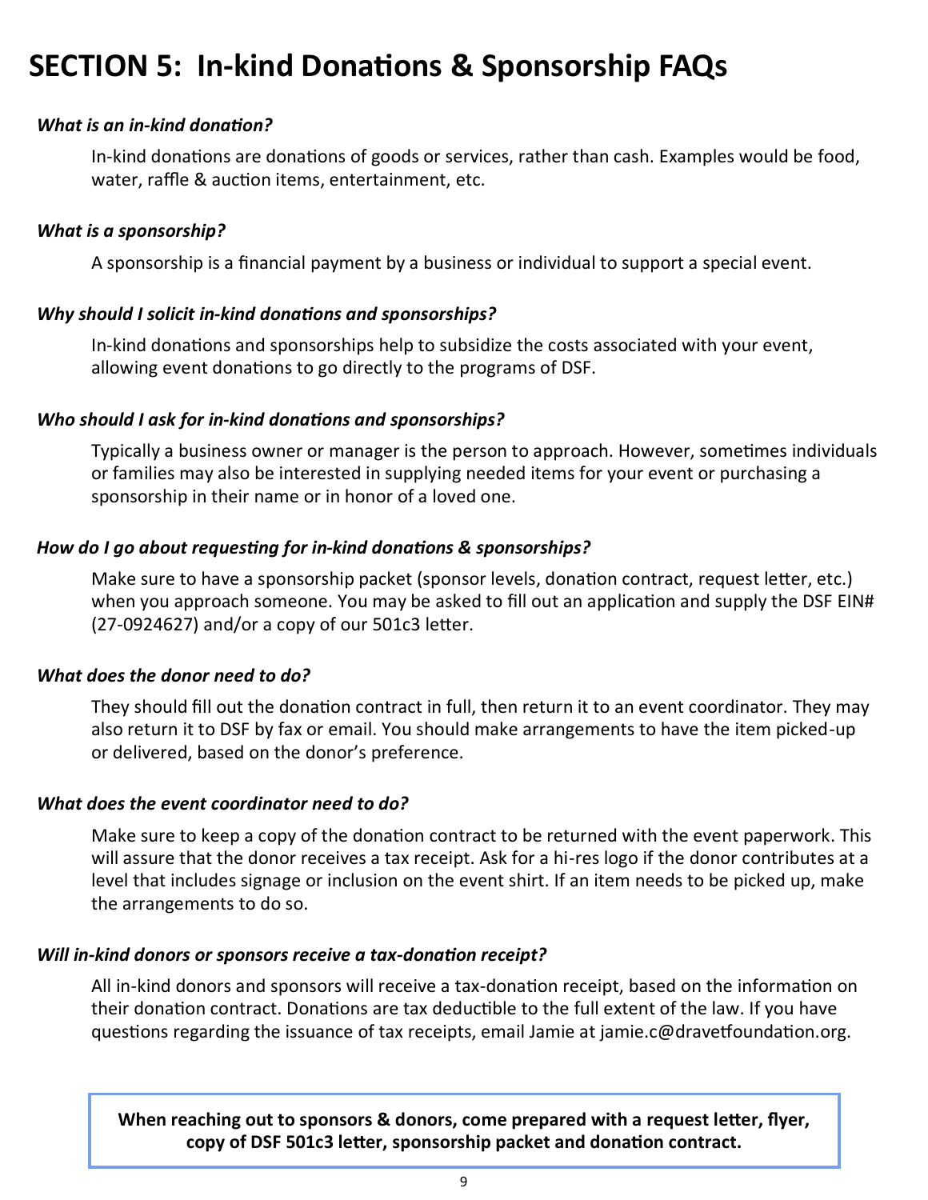# SECTION 5: In-kind Donations & Sponsorship FAQs

***What is an in-kind donation?***

In-kind donations are donations of goods or services, rather than cash. Examples would be food, water, raffle & auction items, entertainment, etc.

***What is a sponsorship?***

A sponsorship is a financial payment by a business or individual to support a special event.

***Why should I solicit in-kind donations and sponsorships?***

In-kind donations and sponsorships help to subsidize the costs associated with your event, allowing event donations to go directly to the programs of DSF.

***Who should I ask for in-kind donations and sponsorships?***

Typically a business owner or manager is the person to approach. However, sometimes individuals or families may also be interested in supplying needed items for your event or purchasing a sponsorship in their name or in honor of a loved one.

***How do I go about requesting for in-kind donations & sponsorships?***

Make sure to have a sponsorship packet (sponsor levels, donation contract, request letter, etc.) when you approach someone. You may be asked to fill out an application and supply the DSF EIN# (27-0924627) and/or a copy of our 501c3 letter.

***What does the donor need to do?***

They should fill out the donation contract in full, then return it to an event coordinator. They may also return it to DSF by fax or email. You should make arrangements to have the item picked-up or delivered, based on the donor's preference.

***What does the event coordinator need to do?***

Make sure to keep a copy of the donation contract to be returned with the event paperwork. This will assure that the donor receives a tax receipt. Ask for a hi-res logo if the donor contributes at a level that includes signage or inclusion on the event shirt. If an item needs to be picked up, make the arrangements to do so.

***Will in-kind donors or sponsors receive a tax-donation receipt?***

All in-kind donors and sponsors will receive a tax-donation receipt, based on the information on their donation contract. Donations are tax deductible to the full extent of the law. If you have questions regarding the issuance of tax receipts, email Jamie at jamie.c@dravetfoundation.org.

**When reaching out to sponsors & donors, come prepared with a request letter, flyer, copy of DSF 501c3 letter, sponsorship packet and donation contract.**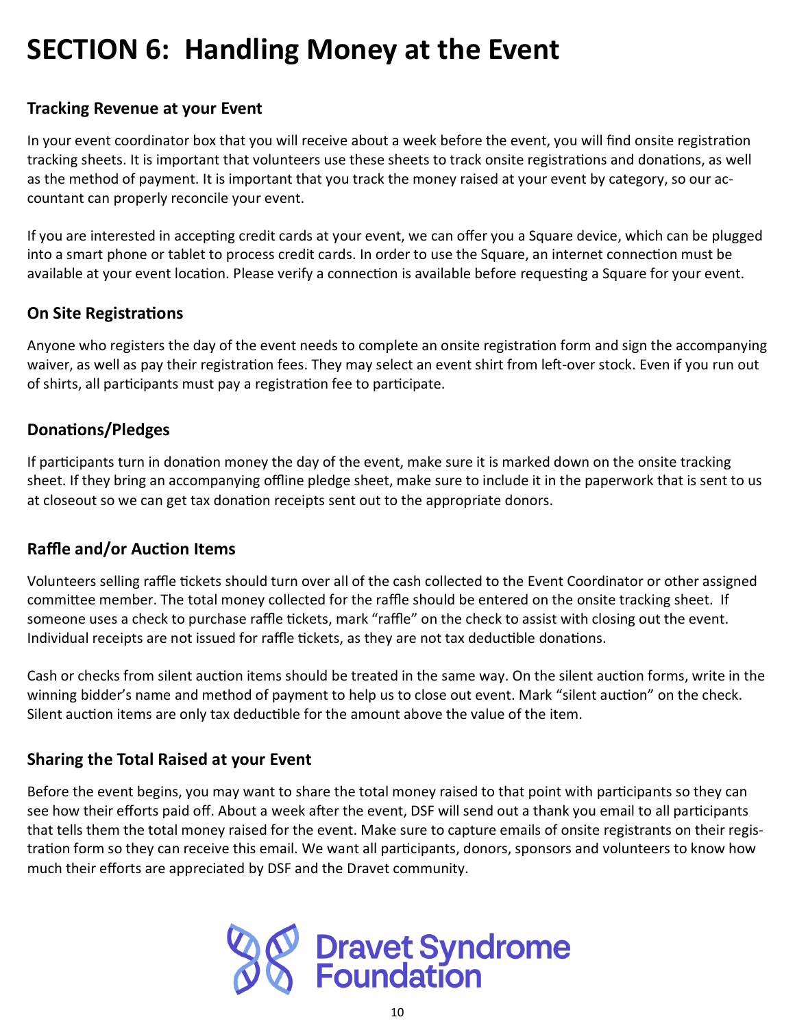# SECTION 6: Handling Money at the Event

## Tracking Revenue at your Event

In your event coordinator box that you will receive about a week before the event, you will find onsite registration tracking sheets. It is important that volunteers use these sheets to track onsite registrations and donations, as well as the method of payment. It is important that you track the money raised at your event by category, so our accountant can properly reconcile your event.

If you are interested in accepting credit cards at your event, we can offer you a Square device, which can be plugged into a smart phone or tablet to process credit cards. In order to use the Square, an internet connection must be available at your event location. Please verify a connection is available before requesting a Square for your event.

## On Site Registrations

Anyone who registers the day of the event needs to complete an onsite registration form and sign the accompanying waiver, as well as pay their registration fees. They may select an event shirt from left-over stock. Even if you run out of shirts, all participants must pay a registration fee to participate.

## Donations/Pledges

If participants turn in donation money the day of the event, make sure it is marked down on the onsite tracking sheet. If they bring an accompanying offline pledge sheet, make sure to include it in the paperwork that is sent to us at closeout so we can get tax donation receipts sent out to the appropriate donors.

## Raffle and/or Auction Items

Volunteers selling raffle tickets should turn over all of the cash collected to the Event Coordinator or other assigned committee member. The total money collected for the raffle should be entered on the onsite tracking sheet. If someone uses a check to purchase raffle tickets, mark "raffle" on the check to assist with closing out the event. Individual receipts are not issued for raffle tickets, as they are not tax deductible donations.

Cash or checks from silent auction items should be treated in the same way. On the silent auction forms, write in the winning bidder's name and method of payment to help us to close out event. Mark "silent auction" on the check. Silent auction items are only tax deductible for the amount above the value of the item.

## Sharing the Total Raised at your Event

Before the event begins, you may want to share the total money raised to that point with participants so they can see how their efforts paid off. About a week after the event, DSF will send out a thank you email to all participants that tells them the total money raised for the event. Make sure to capture emails of onsite registrants on their registration form so they can receive this email. We want all participants, donors, sponsors and volunteers to know how much their efforts are appreciated by DSF and the Dravet community.

Dravet Syndrome Foundation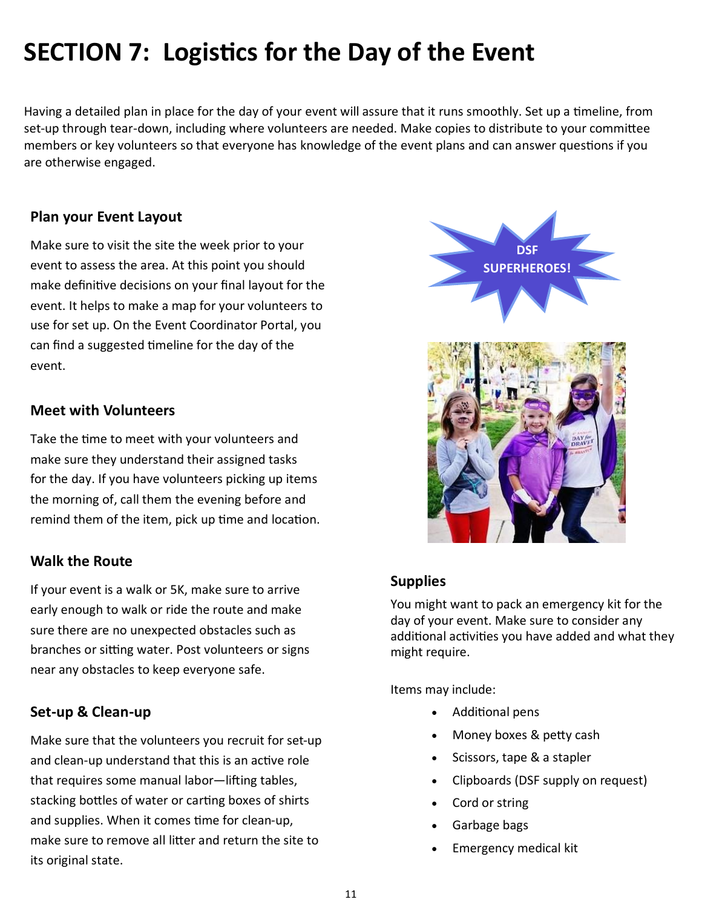# SECTION 7: Logistics for the Day of the Event

Having a detailed plan in place for the day of your event will assure that it runs smoothly. Set up a timeline, from set-up through tear-down, including where volunteers are needed. Make copies to distribute to your committee members or key volunteers so that everyone has knowledge of the event plans and can answer questions if you are otherwise engaged.

### Plan your Event Layout

Make sure to visit the site the week prior to your event to assess the area. At this point you should make definitive decisions on your final layout for the event. It helps to make a map for your volunteers to use for set up. On the Event Coordinator Portal, you can find a suggested timeline for the day of the event.

### Meet with Volunteers

Take the time to meet with your volunteers and make sure they understand their assigned tasks for the day. If you have volunteers picking up items the morning of, call them the evening before and remind them of the item, pick up time and location.

### Walk the Route

If your event is a walk or 5K, make sure to arrive early enough to walk or ride the route and make sure there are no unexpected obstacles such as branches or sitting water. Post volunteers or signs near any obstacles to keep everyone safe.

### Set-up & Clean-up

Make sure that the volunteers you recruit for set-up and clean-up understand that this is an active role that requires some manual labor—lifting tables, stacking bottles of water or carting boxes of shirts and supplies. When it comes time for clean-up, make sure to remove all litter and return the site to its original state.

**DSF SUPERHEROES!**

### Supplies

You might want to pack an emergency kit for the day of your event. Make sure to consider any additional activities you have added and what they might require.

Items may include:

- Additional pens
- Money boxes & petty cash
- Scissors, tape & a stapler
- Clipboards (DSF supply on request)
- Cord or string
- Garbage bags
- Emergency medical kit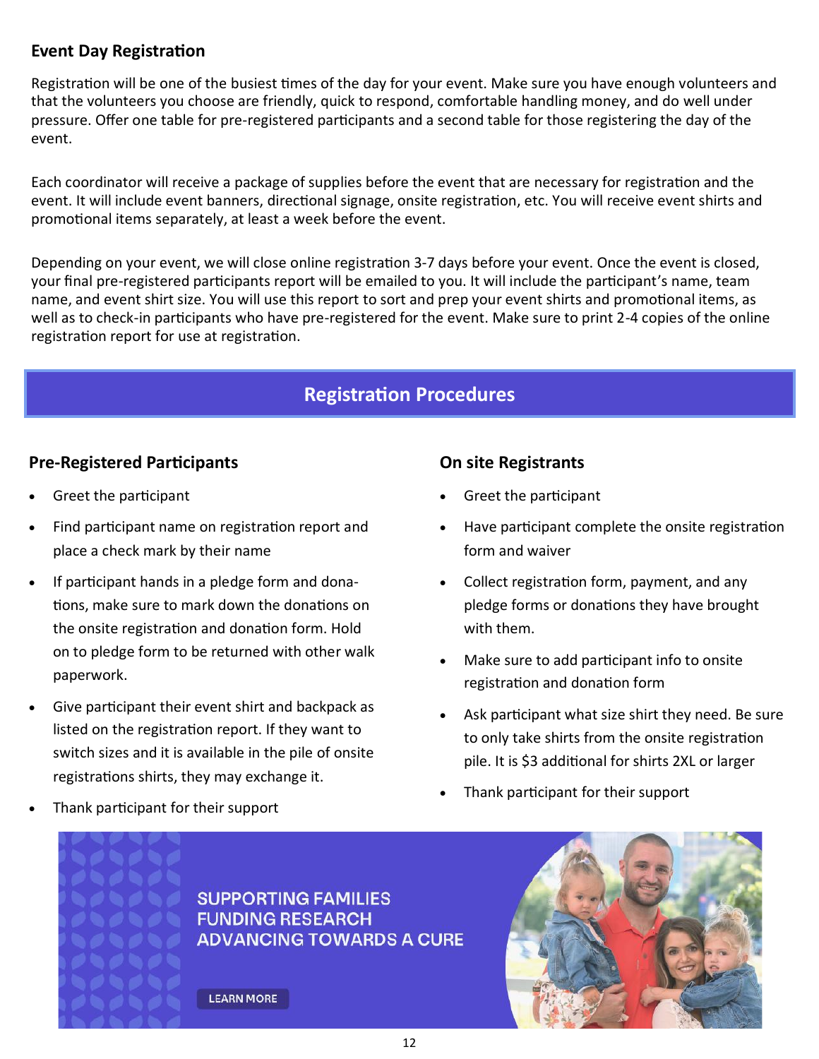## Event Day Registration

Registration will be one of the busiest times of the day for your event. Make sure you have enough volunteers and that the volunteers you choose are friendly, quick to respond, comfortable handling money, and do well under pressure. Offer one table for pre-registered participants and a second table for those registering the day of the event.

Each coordinator will receive a package of supplies before the event that are necessary for registration and the event. It will include event banners, directional signage, onsite registration, etc. You will receive event shirts and promotional items separately, at least a week before the event.

Depending on your event, we will close online registration 3-7 days before your event. Once the event is closed, your final pre-registered participants report will be emailed to you. It will include the participant's name, team name, and event shirt size. You will use this report to sort and prep your event shirts and promotional items, as well as to check-in participants who have pre-registered for the event. Make sure to print 2-4 copies of the online registration report for use at registration.

## Registration Procedures

### Pre-Registered Participants

- Greet the participant
- Find participant name on registration report and place a check mark by their name
- If participant hands in a pledge form and donations, make sure to mark down the donations on the onsite registration and donation form. Hold on to pledge form to be returned with other walk paperwork.
- Give participant their event shirt and backpack as listed on the registration report. If they want to switch sizes and it is available in the pile of onsite registrations shirts, they may exchange it.
- Thank participant for their support

### On site Registrants

- Greet the participant
- Have participant complete the onsite registration form and waiver
- Collect registration form, payment, and any pledge forms or donations they have brought with them.
- Make sure to add participant info to onsite registration and donation form
- Ask participant what size shirt they need. Be sure to only take shirts from the onsite registration pile. It is $3 additional for shirts 2XL or larger
- Thank participant for their support

SUPPORTING FAMILIES
FUNDING RESEARCH
ADVANCING TOWARDS A CURE

LEARN MORE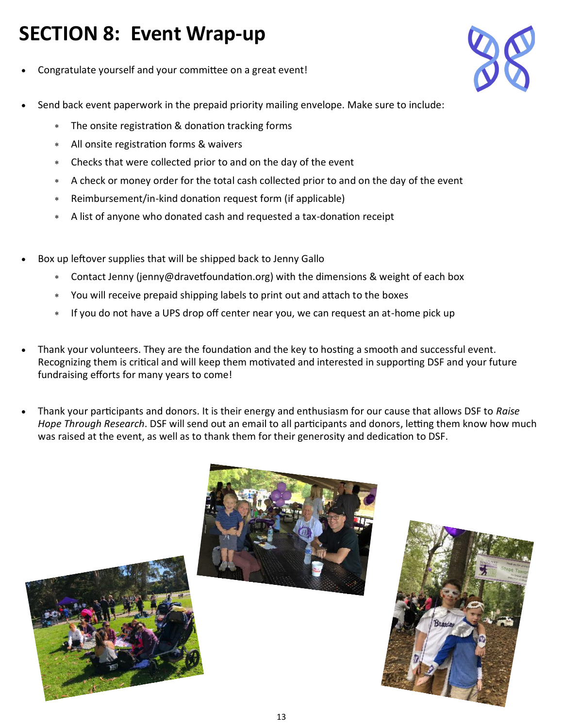# SECTION 8: Event Wrap-up

- Congratulate yourself and your committee on a great event!

- Send back event paperwork in the prepaid priority mailing envelope. Make sure to include:
  - The onsite registration & donation tracking forms
  - All onsite registration forms & waivers
  - Checks that were collected prior to and on the day of the event
  - A check or money order for the total cash collected prior to and on the day of the event
  - Reimbursement/in-kind donation request form (if applicable)
  - A list of anyone who donated cash and requested a tax-donation receipt

- Box up leftover supplies that will be shipped back to Jenny Gallo
  - Contact Jenny (jenny@dravetfoundation.org) with the dimensions & weight of each box
  - You will receive prepaid shipping labels to print out and attach to the boxes
  - If you do not have a UPS drop off center near you, we can request an at-home pick up

- Thank your volunteers. They are the foundation and the key to hosting a smooth and successful event. Recognizing them is critical and will keep them motivated and interested in supporting DSF and your future fundraising efforts for many years to come!

- Thank your participants and donors. It is their energy and enthusiasm for our cause that allows DSF to *Raise Hope Through Research*. DSF will send out an email to all participants and donors, letting them know how much was raised at the event, as well as to thank them for their generosity and dedication to DSF.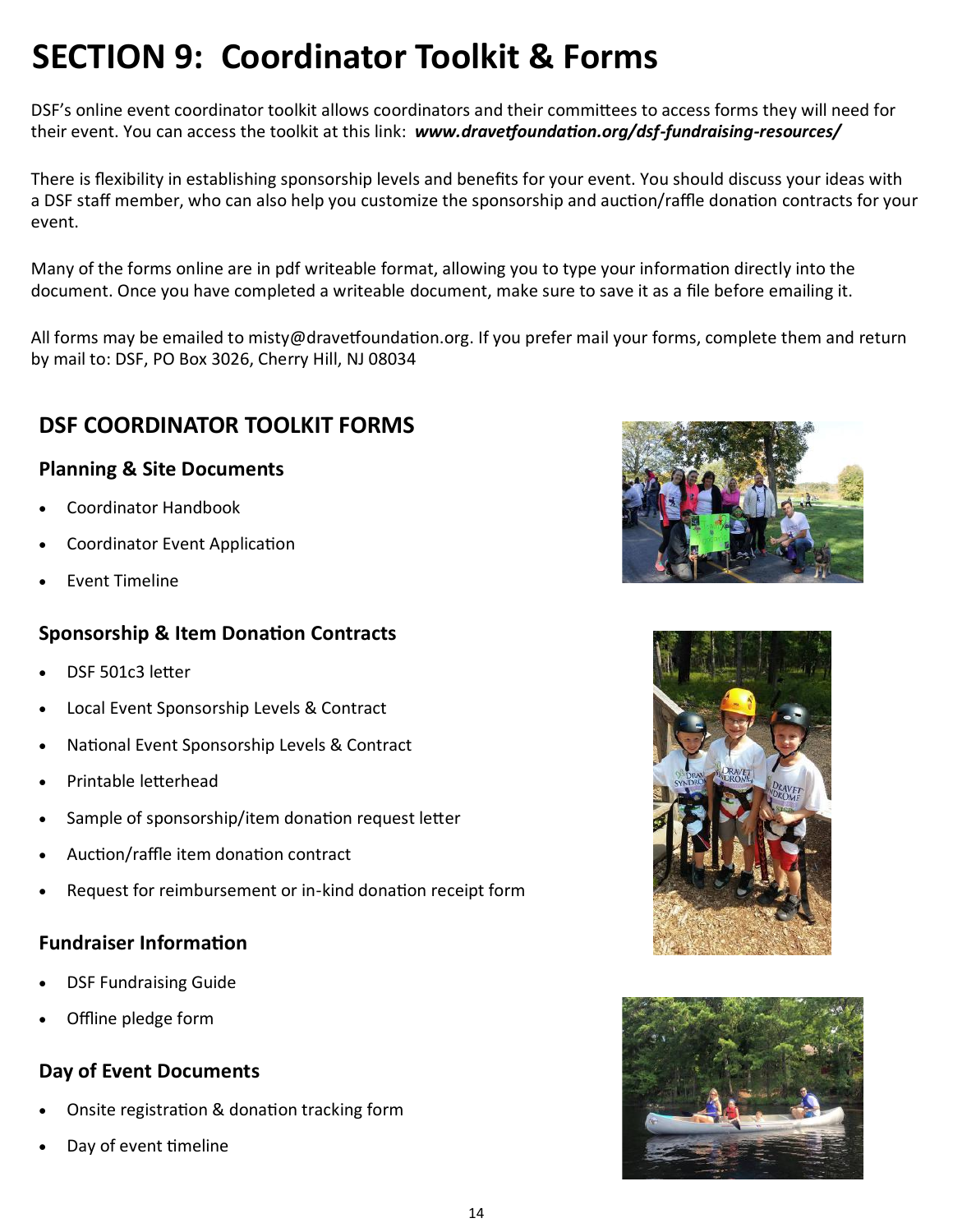# SECTION 9: Coordinator Toolkit & Forms

DSF's online event coordinator toolkit allows coordinators and their committees to access forms they will need for their event. You can access the toolkit at this link: ***www.dravetfoundation.org/dsf-fundraising-resources/***

There is flexibility in establishing sponsorship levels and benefits for your event. You should discuss your ideas with a DSF staff member, who can also help you customize the sponsorship and auction/raffle donation contracts for your event.

Many of the forms online are in pdf writeable format, allowing you to type your information directly into the document. Once you have completed a writeable document, make sure to save it as a file before emailing it.

All forms may be emailed to misty@dravetfoundation.org. If you prefer mail your forms, complete them and return by mail to: DSF, PO Box 3026, Cherry Hill, NJ 08034

## DSF COORDINATOR TOOLKIT FORMS

### Planning & Site Documents

- Coordinator Handbook
- Coordinator Event Application
- Event Timeline

### Sponsorship & Item Donation Contracts

- DSF 501c3 letter
- Local Event Sponsorship Levels & Contract
- National Event Sponsorship Levels & Contract
- Printable letterhead
- Sample of sponsorship/item donation request letter
- Auction/raffle item donation contract
- Request for reimbursement or in-kind donation receipt form

### Fundraiser Information

- DSF Fundraising Guide
- Offline pledge form

### Day of Event Documents

- Onsite registration & donation tracking form
- Day of event timeline